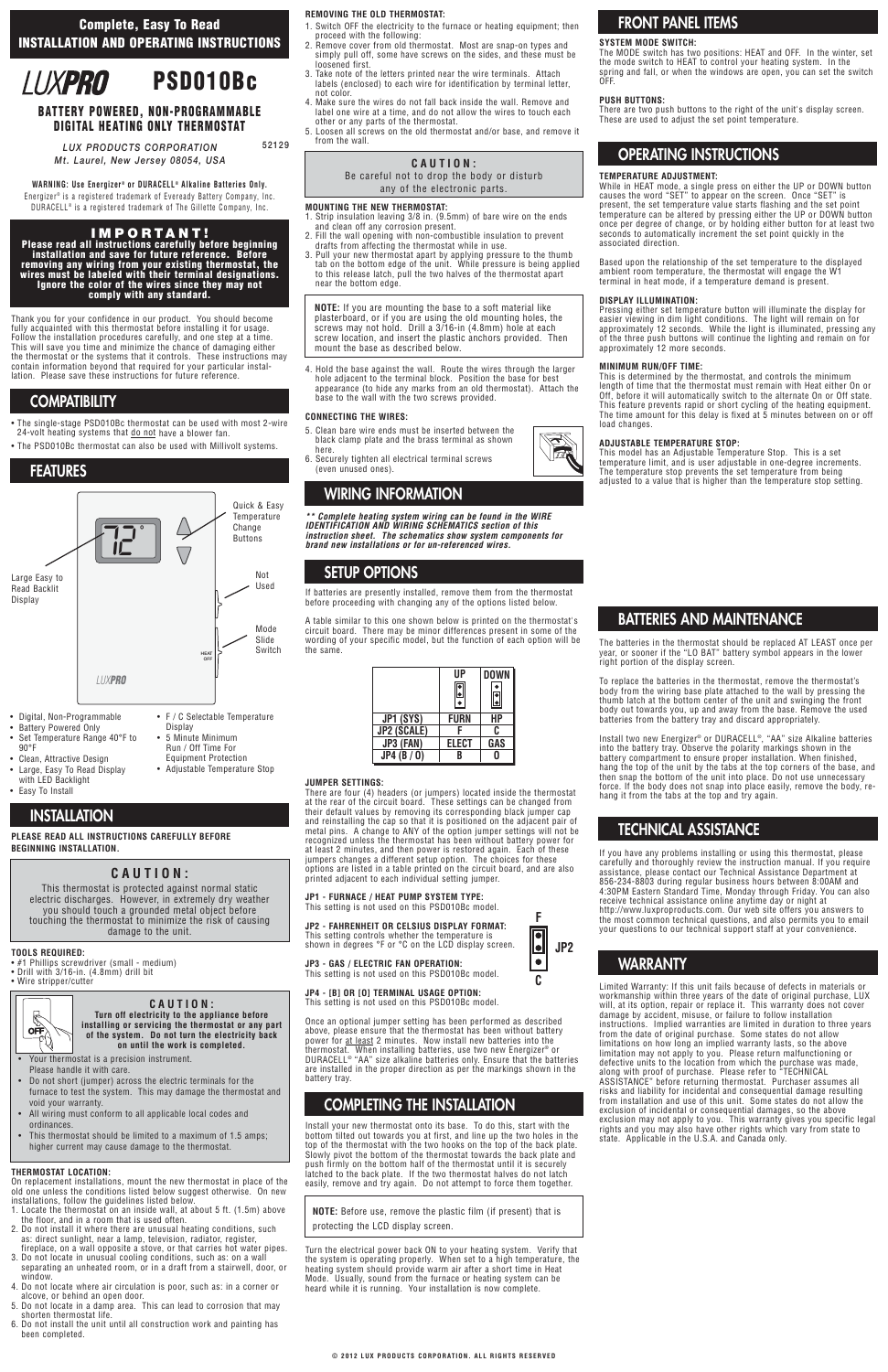**Complete, Easy To Read**
**INSTALLATION AND OPERATING INSTRUCTIONS**

# LUXPRO PSD010Bc

### BATTERY POWERED, NON-PROGRAMMABLE DIGITAL HEATING ONLY THERMOSTAT

*LUX PRODUCTS CORPORATION*
*Mt. Laurel, New Jersey 08054, USA*

52129

**WARNING: Use Energizer® or DURACELL® Alkaline Batteries Only.**
Energizer® is a registered trademark of Eveready Battery Company, Inc.
DURACELL® is a registered trademark of The Gillette Company, Inc.

**IMPORTANT!**
**Please read all instructions carefully before beginning installation and save for future reference. Before removing any wiring from your existing thermostat, the wires must be labeled with their terminal designations. Ignore the color of the wires since they may not comply with any standard.**

Thank you for your confidence in our product. You should become fully acquainted with this thermostat before installing it for usage. Follow the installation procedures carefully, and one step at a time. This will save you time and minimize the chance of damaging either the thermostat or the systems that it controls. These instructions may contain information beyond that required for your particular installation. Please save these instructions for future reference.

## COMPATIBILITY

- The single-stage PSD010Bc thermostat can be used with most 2-wire 24-volt heating systems that do not have a blower fan.
- The PSD010Bc thermostat can also be used with Millivolt systems.

## FEATURES

Quick & Easy Temperature Change Buttons

Large Easy to Read Backlit Display

Not Used

Mode Slide Switch

- Digital, Non-Programmable
- Battery Powered Only
- Set Temperature Range 40°F to 90°F
- Clean, Attractive Design
- Large, Easy To Read Display with LED Backlight
- Easy To Install
- F / C Selectable Temperature Display
- 5 Minute Minimum Run / Off Time For Equipment Protection
- Adjustable Temperature Stop

## INSTALLATION

**PLEASE READ ALL INSTRUCTIONS CAREFULLY BEFORE BEGINNING INSTALLATION.**

**CAUTION:**
This thermostat is protected against normal static electric discharges. However, in extremely dry weather you should touch a grounded metal object before touching the thermostat to minimize the risk of causing damage to the unit.

**TOOLS REQUIRED:**
- #1 Phillips screwdriver (small - medium)
- Drill with 3/16-in. (4.8mm) drill bit
- Wire stripper/cutter

**CAUTION:**
**Turn off electricity to the appliance before installing or servicing the thermostat or any part of the system. Do not turn the electricity back on until the work is completed.**

- Your thermostat is a precision instrument. Please handle it with care.
- Do not short (jumper) across the electric terminals for the furnace to test the system. This may damage the thermostat and void your warranty.
- All wiring must conform to all applicable local codes and ordinances.
- This thermostat should be limited to a maximum of 1.5 amps; higher current may cause damage to the thermostat.

**THERMOSTAT LOCATION:**
On replacement installations, mount the new thermostat in place of the old one unless the conditions listed below suggest otherwise. On new installations, follow the guidelines listed below.

1. Locate the thermostat on an inside wall, at about 5 ft. (1.5m) above the floor, and in a room that is used often.
2. Do not install it where there are unusual heating conditions, such as: direct sunlight, near a lamp, television, radiator, register, fireplace, on a wall opposite a stove, or that carries hot water pipes.
3. Do not locate in unusual cooling conditions, such as: on a wall separating an unheated room, or in a draft from a stairwell, door, or window.
4. Do not locate where air circulation is poor, such as: in a corner or alcove, or behind an open door.
5. Do not locate in a damp area. This can lead to corrosion that may shorten thermostat life.
6. Do not install the unit until all construction work and painting has been completed.

**REMOVING THE OLD THERMOSTAT:**

1. Switch OFF the electricity to the furnace or heating equipment; then proceed with the following:
2. Remove cover from old thermostat. Most are snap-on types and simply pull off, some have screws on the sides, and these must be loosened first.
3. Take note of the letters printed near the wire terminals. Attach labels (enclosed) to each wire for identification by terminal letter, not color.
4. Make sure the wires do not fall back inside the wall. Remove and label one wire at a time, and do not allow the wires to touch each other or any parts of the thermostat.
5. Loosen all screws on the old thermostat and/or base, and remove it from the wall.

**CAUTION:**
Be careful not to drop the body or disturb any of the electronic parts.

**MOUNTING THE NEW THERMOSTAT:**

1. Strip insulation leaving 3/8 in. (9.5mm) of bare wire on the ends and clean off any corrosion present.
2. Fill the wall opening with non-combustible insulation to prevent drafts from affecting the thermostat while in use.
3. Pull your new thermostat apart by applying pressure to the thumb tab on the bottom edge of the unit. While pressure is being applied to this release latch, pull the two halves of the thermostat apart near the bottom edge.

**NOTE:** If you are mounting the base to a soft material like plasterboard, or if you are using the old mounting holes, the screws may not hold. Drill a 3/16-in (4.8mm) hole at each screw location, and insert the plastic anchors provided. Then mount the base as described below.

4. Hold the base against the wall. Route the wires through the larger hole adjacent to the terminal block. Position the base for best appearance (to hide any marks from an old thermostat). Attach the base to the wall with the two screws provided.

**CONNECTING THE WIRES:**

5. Clean bare wire ends must be inserted between the black clamp plate and the brass terminal as shown here.
6. Securely tighten all electrical terminal screws (even unused ones).

## WIRING INFORMATION

***\*\* Complete heating system wiring can be found in the WIRE IDENTIFICATION AND WIRING SCHEMATICS section of this instruction sheet. The schematics show system components for brand new installations or for un-referenced wires.***

## SETUP OPTIONS

If batteries are presently installed, remove them from the thermostat before proceeding with changing any of the options listed below.

A table similar to this one shown below is printed on the thermostat's circuit board. There may be minor differences present in some of the wording of your specific model, but the function of each option will be the same.

| | UP | DOWN |
|---|---|---|
| JP1 (SYS) | FURN | HP |
| JP2 (SCALE) | F | C |
| JP3 (FAN) | ELECT | GAS |
| JP4 (B / O) | B | O |

**JUMPER SETTINGS:**
There are four (4) headers (or jumpers) located inside the thermostat at the rear of the circuit board. These settings can be changed from their default values by removing its corresponding black jumper cap and reinstalling the cap so that it is positioned on the adjacent pair of metal pins. A change to ANY of the option jumper settings will not be recognized unless the thermostat has been without battery power for at least 2 minutes, and then power is restored again. Each of these jumpers changes a different setup option. The choices for these options are listed in a table printed on the circuit board, and are also printed adjacent to each individual setting jumper.

**JP1 - FURNACE / HEAT PUMP SYSTEM TYPE:**
This setting is not used on this PSD010Bc model.

**JP2 - FAHRENHEIT OR CELSIUS DISPLAY FORMAT:**
This setting controls whether the temperature is shown in degrees °F or °C on the LCD display screen.

**JP3 - GAS / ELECTRIC FAN OPERATION:**
This setting is not used on this PSD010Bc model.

**JP4 - [B] OR [O] TERMINAL USAGE OPTION:**
This setting is not used on this PSD010Bc model.

Once an optional jumper setting has been performed as described above, please ensure that the thermostat has been without battery power for at least 2 minutes. Now install new batteries into the thermostat. When installing batteries, use two new Energizer® or DURACELL® "AA" size alkaline batteries only. Ensure that the batteries are installed in the proper direction as per the markings shown in the battery tray.

## COMPLETING THE INSTALLATION

Install your new thermostat onto its base. To do this, start with the bottom tilted out towards you at first, and line up the two holes in the top of the thermostat with the two hooks on the top of the back plate. Slowly pivot the bottom of the thermostat towards the back plate and push firmly on the bottom half of the thermostat until it is securely latched to the back plate. If the two thermostat halves do not latch easily, remove and try again. Do not attempt to force them together.

**NOTE:** Before use, remove the plastic film (if present) that is protecting the LCD display screen.

Turn the electrical power back ON to your heating system. Verify that the system is operating properly. When set to a high temperature, in Heat Mode, the heating system should provide warm air after a short time in Heat Mode. Usually, sound from the furnace or heating system can be heard while it is running. Your installation is now complete.

## FRONT PANEL ITEMS

**SYSTEM MODE SWITCH:**
The MODE switch has two positions: HEAT and OFF. In the winter, set the mode switch to HEAT to control your heating system. In the spring and fall, or when the windows are open, you can set the switch OFF.

**PUSH BUTTONS:**
There are two push buttons to the right of the unit's display screen. These are used to adjust the set point temperature.

## OPERATING INSTRUCTIONS

**TEMPERATURE ADJUSTMENT:**
While in HEAT mode, a single press on either the UP or DOWN button causes the word "SET" to appear on the screen. Once "SET" is present, the set temperature value starts flashing and the set point temperature can be altered by pressing either the UP or DOWN button once per degree of change, or by holding either button for at least two seconds to automatically increment the set point quickly in the associated direction.

Based upon the relationship of the set temperature to the displayed ambient room temperature, the thermostat will engage the W1 terminal in heat mode, if a temperature demand is present.

**DISPLAY ILLUMINATION:**
Pressing either set temperature button will illuminate the display for easier viewing in dim light conditions. The light will remain on for approximately 12 seconds. While the light is illuminated, pressing any of the three push buttons will continue the lighting and remain on for approximately 12 more seconds.

**MINIMUM RUN/OFF TIME:**
This is determined by the thermostat, and controls the minimum length of time that the thermostat must remain with Heat either On or Off, before it will automatically switch to the alternate On or Off state. This feature prevents rapid or short cycling of the heating equipment. The time amount for this delay is fixed at 5 minutes between on or off load changes.

**ADJUSTABLE TEMPERATURE STOP:**
This model has an Adjustable Temperature Stop. This is a set temperature limit, and is user adjustable in one-degree increments. The temperature stop prevents the set temperature from being adjusted to a value that is higher than the temperature stop setting.

## BATTERIES AND MAINTENANCE

The batteries in the thermostat should be replaced AT LEAST once per year, or sooner if the "LO BAT" battery symbol appears in the lower right portion of the display screen.

To replace the batteries in the thermostat, remove the thermostat's body from the wiring base plate attached to the wall by pressing the thumb latch at the bottom center of the unit and swinging the front body out towards you, up and away from the base. Remove the used batteries from the battery tray and discard appropriately.

Install two new Energizer® or DURACELL®, "AA" size Alkaline batteries into the battery tray. Observe the polarity markings shown in the battery compartment to ensure proper installation. When finished, hang the top of the unit by the tabs at the top corners of the base, and then snap the bottom of the unit into place. Do not use unnecessary force. If the body does not snap into place easily, remove the body, re-hang it from the tabs at the top and try again.

## TECHNICAL ASSISTANCE

If you have any problems installing or using this thermostat, please carefully and thoroughly review the instruction manual. If you require assistance, please contact our Technical Assistance Department at 856-234-8803 during regular business hours between 8:00AM and 4:30PM Eastern Standard Time, Monday through Friday. You can also receive technical assistance online anytime day or night at http://www.luxproproducts.com. Our web site offers you answers to the most common technical questions, and also permits you to email your questions to our technical support staff at your convenience.

## WARRANTY

Limited Warranty: If this unit fails because of defects in materials or workmanship within three years of the date of original purchase, LUX will, at its option, repair or replace it. This warranty does not cover damage by accident, misuse, or failure to follow installation instructions. Implied warranties are limited in duration to three years from the date of original purchase. Some states do not allow limitations on how long an implied warranty lasts, so the above limitation may not apply to you. Please return malfunctioning or defective units to the location from which the purchase was made, along with proof of purchase. Please refer to "TECHNICAL ASSISTANCE" before returning thermostat. Purchaser assumes all risks and liability for incidental and consequential damage resulting from installation and use of this unit. Some states do not allow the exclusion of incidental or consequential damages, so the above exclusion may not apply to you. This warranty gives you specific legal rights and you may also have other rights which vary from state to state. Applicable in the U.S.A. and Canada only.

© 2012 LUX PRODUCTS CORPORATION. ALL RIGHTS RESERVED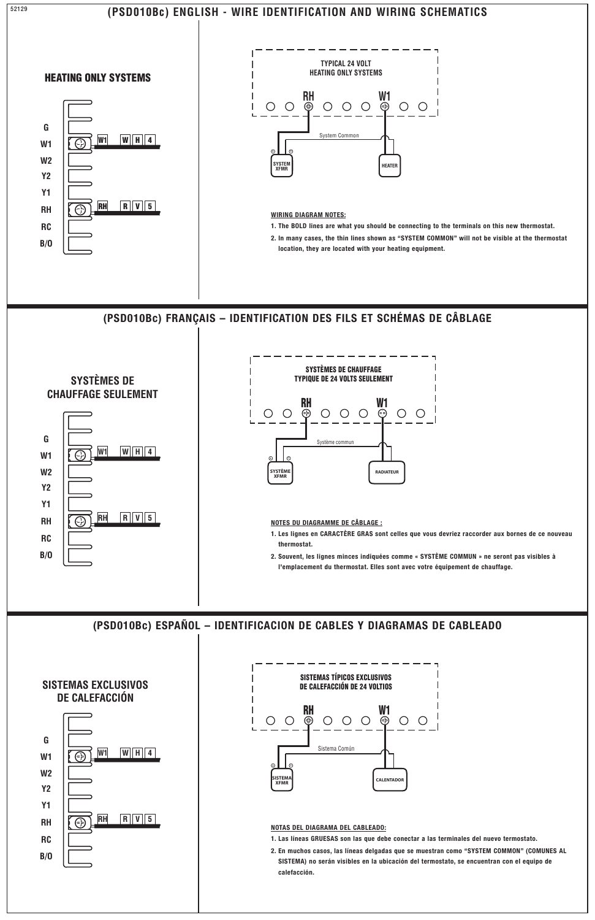# (PSD010Bc) ENGLISH - WIRE IDENTIFICATION AND WIRING SCHEMATICS

## HEATING ONLY SYSTEMS

G
W1
W2
Y2
Y1
RH
RC
B/O

W1 W H 4

RH R V 5

TYPICAL 24 VOLT
HEATING ONLY SYSTEMS

RH
W1

System Common

SYSTEM XFMR

HEATER

**WIRING DIAGRAM NOTES:**

1. The BOLD lines are what you should be connecting to the terminals on this new thermostat.
2. In many cases, the thin lines shown as "SYSTEM COMMON" will not be visible at the thermostat location, they are located with your heating equipment.

# (PSD010Bc) FRANÇAIS – IDENTIFICATION DES FILS ET SCHÉMAS DE CÂBLAGE

## SYSTÈMES DE CHAUFFAGE SEULEMENT

G
W1
W2
Y2
Y1
RH
RC
B/O

W1 W H 4

RH R V 5

SYSTÈMES DE CHAUFFAGE
TYPIQUE DE 24 VOLTS SEULEMENT

RH
W1

Système commun

SYSTÈME XFMR

RADIATEUR

**NOTES DU DIAGRAMME DE CÂBLAGE :**

1. Les lignes en CARACTÈRE GRAS sont celles que vous devriez raccorder aux bornes de ce nouveau thermostat.
2. Souvent, les lignes minces indiquées comme « SYSTÈME COMMUN » ne seront pas visibles à l'emplacement du thermostat. Elles sont avec votre équipement de chauffage.

# (PSD010Bc) ESPAÑOL – IDENTIFICACION DE CABLES Y DIAGRAMAS DE CABLEADO

## SISTEMAS EXCLUSIVOS DE CALEFACCIÓN

G
W1
W2
Y2
Y1
RH
RC
B/O

W1 W H 4

RH R V 5

SISTEMAS TÍPICOS EXCLUSIVOS
DE CALEFACCIÓN DE 24 VOLTIOS

RH
W1

Sistema Común

SISTEMA XFMR

CALENTADOR

**NOTAS DEL DIAGRAMA DEL CABLEADO:**

1. Las líneas GRUESAS son las que debe conectar a las terminales del nuevo termostato.
2. En muchos casos, las líneas delgadas que se muestran como "SYSTEM COMMON" (COMUNES AL SISTEMA) no serán visibles en la ubicación del termostato, se encuentran con el equipo de calefacción.